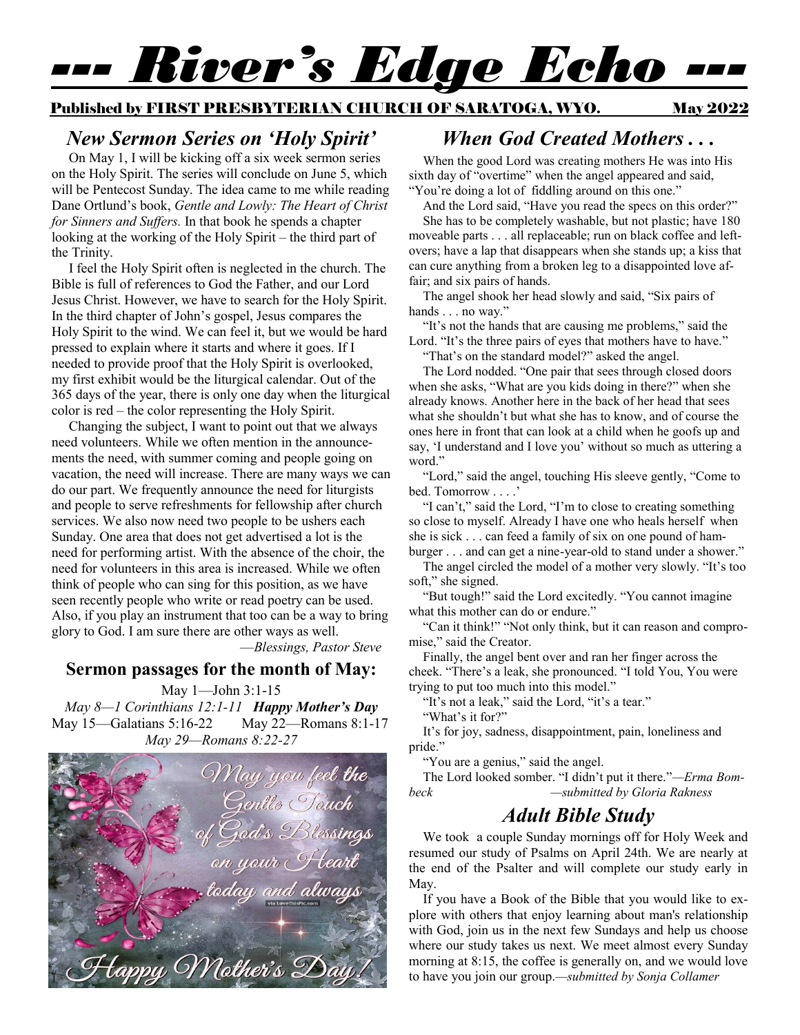# --- River's Edge Echo ---

**Published by FIRST PRESBYTERIAN CHURCH OF SARATOGA, WYO.** **May 2022**

## *New Sermon Series on 'Holy Spirit'*

On May 1, I will be kicking off a six week sermon series on the Holy Spirit. The series will conclude on June 5, which will be Pentecost Sunday. The idea came to me while reading Dane Ortlund's book, *Gentle and Lowly: The Heart of Christ for Sinners and Suffers.* In that book he spends a chapter looking at the working of the Holy Spirit – the third part of the Trinity.

I feel the Holy Spirit often is neglected in the church. The Bible is full of references to God the Father, and our Lord Jesus Christ. However, we have to search for the Holy Spirit. In the third chapter of John's gospel, Jesus compares the Holy Spirit to the wind. We can feel it, but we would be hard pressed to explain where it starts and where it goes. If I needed to provide proof that the Holy Spirit is overlooked, my first exhibit would be the liturgical calendar. Out of the 365 days of the year, there is only one day when the liturgical color is red – the color representing the Holy Spirit.

Changing the subject, I want to point out that we always need volunteers. While we often mention in the announcements the need, with summer coming and people going on vacation, the need will increase. There are many ways we can do our part. We frequently announce the need for liturgists and people to serve refreshments for fellowship after church services. We also now need two people to be ushers each Sunday. One area that does not get advertised a lot is the need for performing artist. With the absence of the choir, the need for volunteers in this area is increased. While we often think of people who can sing for this position, as we have seen recently people who write or read poetry can be used. Also, if you play an instrument that too can be a way to bring glory to God. I am sure there are other ways as well.

*—Blessings, Pastor Steve*

### Sermon passages for the month of May:

May 1—John 3:1-15

*May 8—1 Corinthians 12:1-11* ***Happy Mother's Day***

May 15—Galatians 5:16-22 May 22—Romans 8:1-17

*May 29—Romans 8:22-27*

## *When God Created Mothers . . .*

When the good Lord was creating mothers He was into His sixth day of "overtime" when the angel appeared and said, "You're doing a lot of fiddling around on this one."

And the Lord said, "Have you read the specs on this order?"

She has to be completely washable, but not plastic; have 180 moveable parts . . . all replaceable; run on black coffee and leftovers; have a lap that disappears when she stands up; a kiss that can cure anything from a broken leg to a disappointed love affair; and six pairs of hands.

The angel shook her head slowly and said, "Six pairs of hands . . . no way."

"It's not the hands that are causing me problems," said the Lord. "It's the three pairs of eyes that mothers have to have."

"That's on the standard model?" asked the angel.

The Lord nodded. "One pair that sees through closed doors when she asks, "What are you kids doing in there?" when she already knows. Another here in the back of her head that sees what she shouldn't but what she has to know, and of course the ones here in front that can look at a child when he goofs up and say, 'I understand and I love you' without so much as uttering a word."

"Lord," said the angel, touching His sleeve gently, "Come to bed. Tomorrow . . . .'

"I can't," said the Lord, "I'm to close to creating something so close to myself. Already I have one who heals herself when she is sick . . . can feed a family of six on one pound of hamburger . . . and can get a nine-year-old to stand under a shower."

The angel circled the model of a mother very slowly. "It's too soft," she signed.

"But tough!" said the Lord excitedly. "You cannot imagine what this mother can do or endure."

"Can it think!" "Not only think, but it can reason and compromise," said the Creator.

Finally, the angel bent over and ran her finger across the cheek. "There's a leak, she pronounced. "I told You, You were trying to put too much into this model."

"It's not a leak," said the Lord, "it's a tear."

"What's it for?"

It's for joy, sadness, disappointment, pain, loneliness and pride."

"You are a genius," said the angel.

The Lord looked somber. "I didn't put it there."*—Erma Bombeck* *—submitted by Gloria Rakness*

## *Adult Bible Study*

We took a couple Sunday mornings off for Holy Week and resumed our study of Psalms on April 24th. We are nearly at the end of the Psalter and will complete our study early in May.

If you have a Book of the Bible that you would like to explore with others that enjoy learning about man's relationship with God, join us in the next few Sundays and help us choose where our study takes us next. We meet almost every Sunday morning at 8:15, the coffee is generally on, and we would love to have you join our group.*—submitted by Sonja Collamer*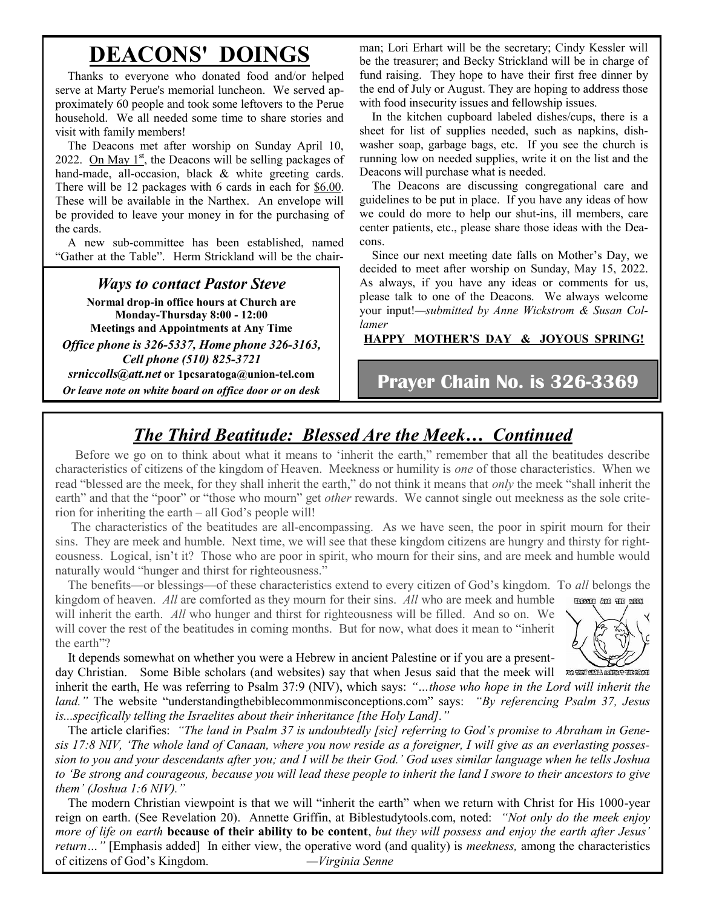# DEACONS' DOINGS

Thanks to everyone who donated food and/or helped serve at Marty Perue's memorial luncheon. We served approximately 60 people and took some leftovers to the Perue household. We all needed some time to share stories and visit with family members!

The Deacons met after worship on Sunday April 10, 2022. On May 1st, the Deacons will be selling packages of hand-made, all-occasion, black & white greeting cards. There will be 12 packages with 6 cards in each for $6.00. These will be available in the Narthex. An envelope will be provided to leave your money in for the purchasing of the cards.

A new sub-committee has been established, named "Gather at the Table". Herm Strickland will be the chairman; Lori Erhart will be the secretary; Cindy Kessler will be the treasurer; and Becky Strickland will be in charge of fund raising. They hope to have their first free dinner by the end of July or August. They are hoping to address those with food insecurity issues and fellowship issues.

In the kitchen cupboard labeled dishes/cups, there is a sheet for list of supplies needed, such as napkins, dishwasher soap, garbage bags, etc. If you see the church is running low on needed supplies, write it on the list and the Deacons will purchase what is needed.

The Deacons are discussing congregational care and guidelines to be put in place. If you have any ideas of how we could do more to help our shut-ins, ill members, care center patients, etc., please share those ideas with the Deacons.

Since our next meeting date falls on Mother's Day, we decided to meet after worship on Sunday, May 15, 2022. As always, if you have any ideas or comments for us, please talk to one of the Deacons. We always welcome your input!*—submitted by Anne Wickstrom & Susan Collamer*

**HAPPY MOTHER'S DAY & JOYOUS SPRING!**

### *Ways to contact Pastor Steve*

**Normal drop-in office hours at Church are Monday-Thursday 8:00 - 12:00**
**Meetings and Appointments at Any Time**

***Office phone is 326-5337, Home phone 326-3163, Cell phone (510) 825-3721***

***srniccolls@att.net* or 1pcsaratoga@union-tel.com**

***Or leave note on white board on office door or on desk***

**Prayer Chain No. is 326-3369**

## *The Third Beatitude: Blessed Are the Meek… Continued*

Before we go on to think about what it means to 'inherit the earth," remember that all the beatitudes describe characteristics of citizens of the kingdom of Heaven. Meekness or humility is *one* of those characteristics. When we read "blessed are the meek, for they shall inherit the earth," do not think it means that *only* the meek "shall inherit the earth" and that the "poor" or "those who mourn" get *other* rewards. We cannot single out meekness as the sole criterion for inheriting the earth – all God's people will!

The characteristics of the beatitudes are all-encompassing. As we have seen, the poor in spirit mourn for their sins. They are meek and humble. Next time, we will see that these kingdom citizens are hungry and thirsty for righteousness. Logical, isn't it? Those who are poor in spirit, who mourn for their sins, and are meek and humble would naturally would "hunger and thirst for righteousness."

The benefits—or blessings—of these characteristics extend to every citizen of God's kingdom. To *all* belongs the kingdom of heaven. *All* are comforted as they mourn for their sins. *All* who are meek and humble will inherit the earth. *All* who hunger and thirst for righteousness will be filled. And so on. We will cover the rest of the beatitudes in coming months. But for now, what does it mean to "inherit the earth"?

It depends somewhat on whether you were a Hebrew in ancient Palestine or if you are a present-day Christian. Some Bible scholars (and websites) say that when Jesus said that the meek will inherit the earth, He was referring to Psalm 37:9 (NIV), which says: *"…those who hope in the Lord will inherit the land."* The website "understandingthebiblecommonmisconceptions.com" says: *"By referencing Psalm 37, Jesus is...specifically telling the Israelites about their inheritance [the Holy Land]."*

The article clarifies: *"The land in Psalm 37 is undoubtedly [sic] referring to God's promise to Abraham in Genesis 17:8 NIV, 'The whole land of Canaan, where you now reside as a foreigner, I will give as an everlasting possession to you and your descendants after you; and I will be their God.' God uses similar language when he tells Joshua to 'Be strong and courageous, because you will lead these people to inherit the land I swore to their ancestors to give them' (Joshua 1:6 NIV)."*

The modern Christian viewpoint is that we will "inherit the earth" when we return with Christ for His 1000-year reign on earth. (See Revelation 20). Annette Griffin, at Biblestudytools.com, noted: *"Not only do the meek enjoy more of life on earth* **because of their ability to be content**, *but they will possess and enjoy the earth after Jesus' return…"* [Emphasis added] In either view, the operative word (and quality) is *meekness,* among the characteristics of citizens of God's Kingdom. *—Virginia Senne*